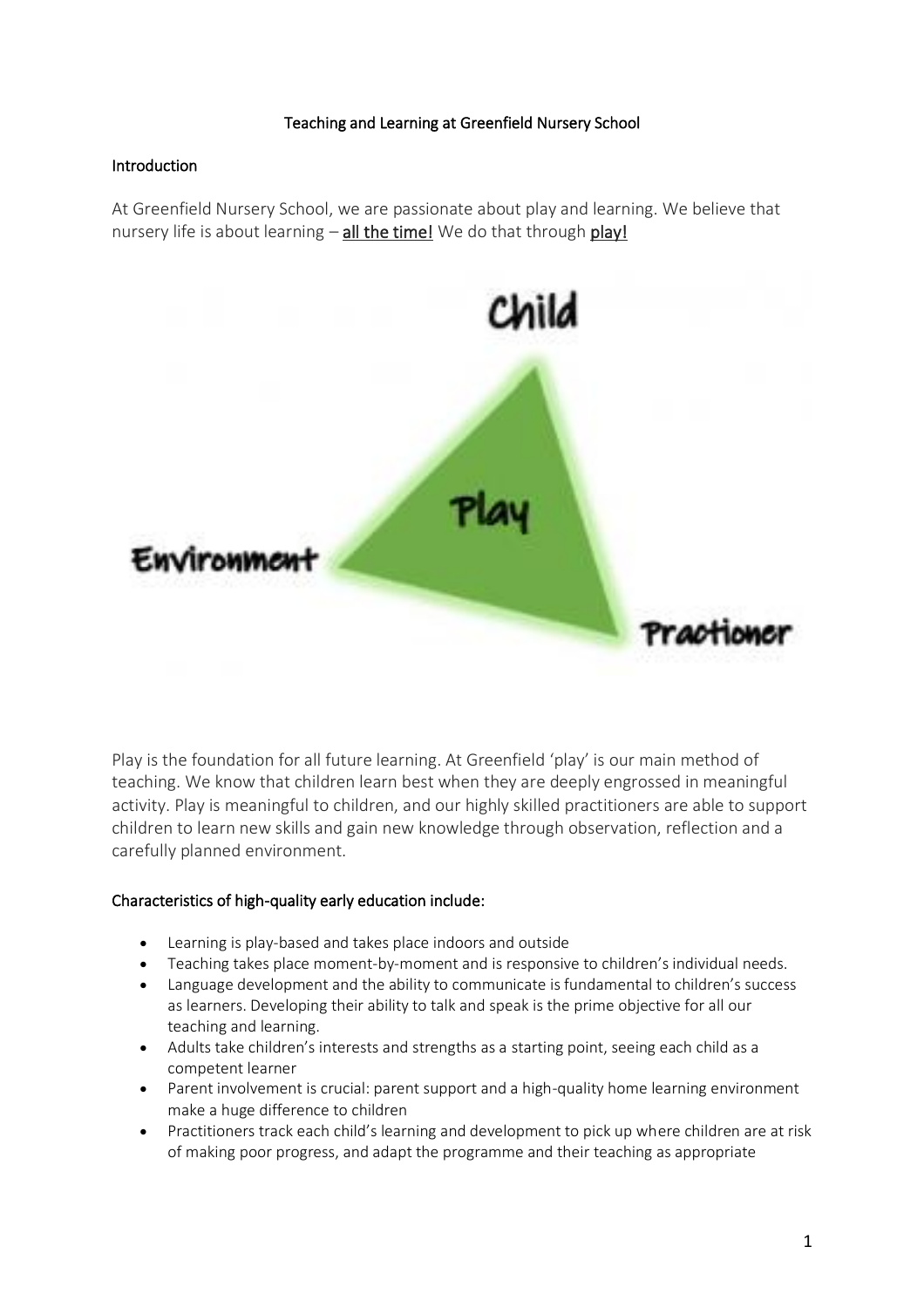# Teaching and Learning at Greenfield Nursery School

## Introduction

At Greenfield Nursery School, we are passionate about play and learning. We believe that nursery life is about learning – **all the time!** We do that through **play!**

Child

Play

Environment

Practioner

Play is the foundation for all future learning. At Greenfield 'play' is our main method of teaching. We know that children learn best when they are deeply engrossed in meaningful activity. Play is meaningful to children, and our highly skilled practitioners are able to support children to learn new skills and gain new knowledge through observation, reflection and a carefully planned environment.

### Characteristics of high-quality early education include:

- Learning is play-based and takes place indoors and outside
- Teaching takes place moment-by-moment and is responsive to children's individual needs.
- Language development and the ability to communicate is fundamental to children's success as learners. Developing their ability to talk and speak is the prime objective for all our teaching and learning.
- Adults take children's interests and strengths as a starting point, seeing each child as a competent learner
- Parent involvement is crucial: parent support and a high-quality home learning environment make a huge difference to children
- Practitioners track each child's learning and development to pick up where children are at risk of making poor progress, and adapt the programme and their teaching as appropriate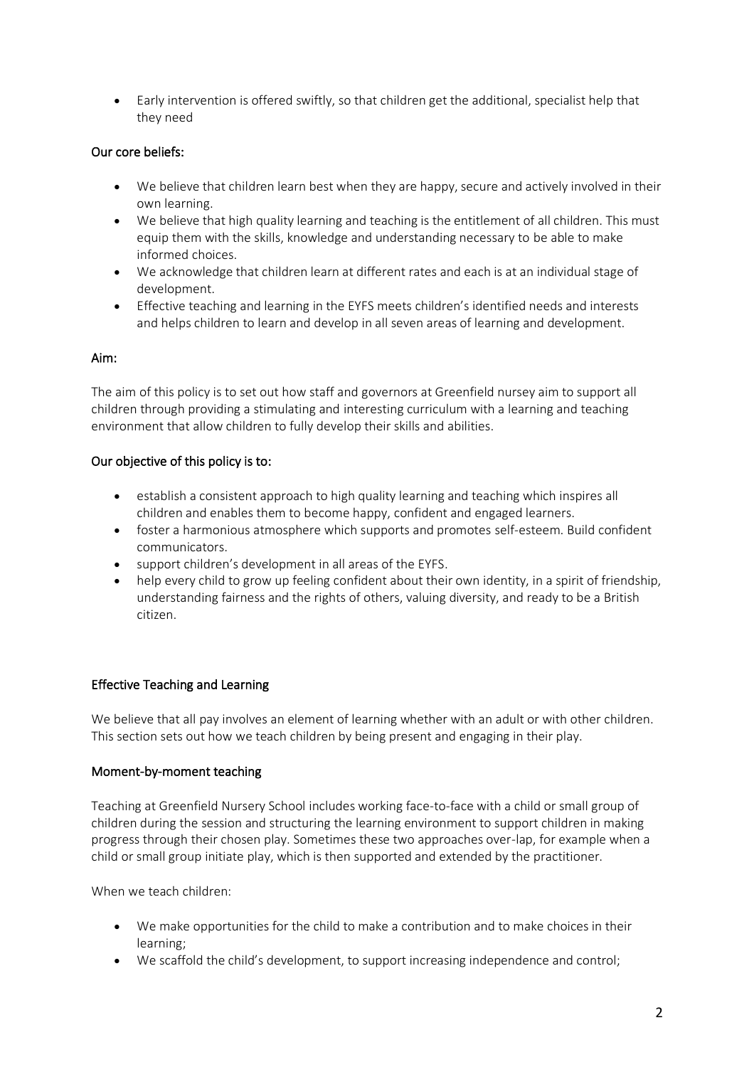- Early intervention is offered swiftly, so that children get the additional, specialist help that they need

### Our core beliefs:

- We believe that children learn best when they are happy, secure and actively involved in their own learning.
- We believe that high quality learning and teaching is the entitlement of all children. This must equip them with the skills, knowledge and understanding necessary to be able to make informed choices.
- We acknowledge that children learn at different rates and each is at an individual stage of development.
- Effective teaching and learning in the EYFS meets children's identified needs and interests and helps children to learn and develop in all seven areas of learning and development.

### Aim:

The aim of this policy is to set out how staff and governors at Greenfield nursey aim to support all children through providing a stimulating and interesting curriculum with a learning and teaching environment that allow children to fully develop their skills and abilities.

### Our objective of this policy is to:

- establish a consistent approach to high quality learning and teaching which inspires all children and enables them to become happy, confident and engaged learners.
- foster a harmonious atmosphere which supports and promotes self-esteem. Build confident communicators.
- support children's development in all areas of the EYFS.
- help every child to grow up feeling confident about their own identity, in a spirit of friendship, understanding fairness and the rights of others, valuing diversity, and ready to be a British citizen.

### Effective Teaching and Learning

We believe that all pay involves an element of learning whether with an adult or with other children. This section sets out how we teach children by being present and engaging in their play.

### Moment-by-moment teaching

Teaching at Greenfield Nursery School includes working face-to-face with a child or small group of children during the session and structuring the learning environment to support children in making progress through their chosen play. Sometimes these two approaches over-lap, for example when a child or small group initiate play, which is then supported and extended by the practitioner.

When we teach children:

- We make opportunities for the child to make a contribution and to make choices in their learning;
- We scaffold the child's development, to support increasing independence and control;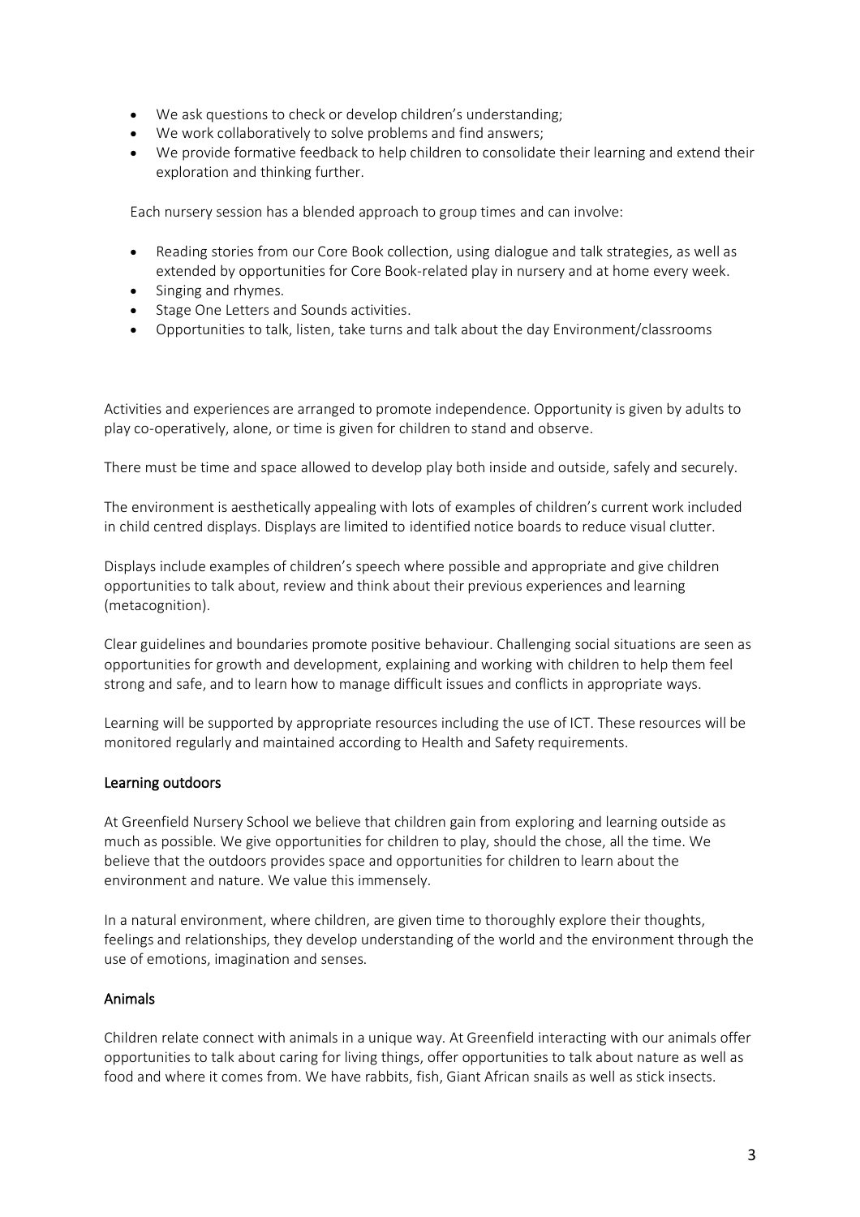- We ask questions to check or develop children's understanding;
- We work collaboratively to solve problems and find answers;
- We provide formative feedback to help children to consolidate their learning and extend their exploration and thinking further.

Each nursery session has a blended approach to group times and can involve:

- Reading stories from our Core Book collection, using dialogue and talk strategies, as well as extended by opportunities for Core Book-related play in nursery and at home every week.
- Singing and rhymes.
- Stage One Letters and Sounds activities.
- Opportunities to talk, listen, take turns and talk about the day Environment/classrooms

Activities and experiences are arranged to promote independence. Opportunity is given by adults to play co-operatively, alone, or time is given for children to stand and observe.

There must be time and space allowed to develop play both inside and outside, safely and securely.

The environment is aesthetically appealing with lots of examples of children's current work included in child centred displays. Displays are limited to identified notice boards to reduce visual clutter.

Displays include examples of children's speech where possible and appropriate and give children opportunities to talk about, review and think about their previous experiences and learning (metacognition).

Clear guidelines and boundaries promote positive behaviour. Challenging social situations are seen as opportunities for growth and development, explaining and working with children to help them feel strong and safe, and to learn how to manage difficult issues and conflicts in appropriate ways.

Learning will be supported by appropriate resources including the use of ICT. These resources will be monitored regularly and maintained according to Health and Safety requirements.

## Learning outdoors

At Greenfield Nursery School we believe that children gain from exploring and learning outside as much as possible. We give opportunities for children to play, should the chose, all the time. We believe that the outdoors provides space and opportunities for children to learn about the environment and nature. We value this immensely.

In a natural environment, where children, are given time to thoroughly explore their thoughts, feelings and relationships, they develop understanding of the world and the environment through the use of emotions, imagination and senses.

## Animals

Children relate connect with animals in a unique way. At Greenfield interacting with our animals offer opportunities to talk about caring for living things, offer opportunities to talk about nature as well as food and where it comes from. We have rabbits, fish, Giant African snails as well as stick insects.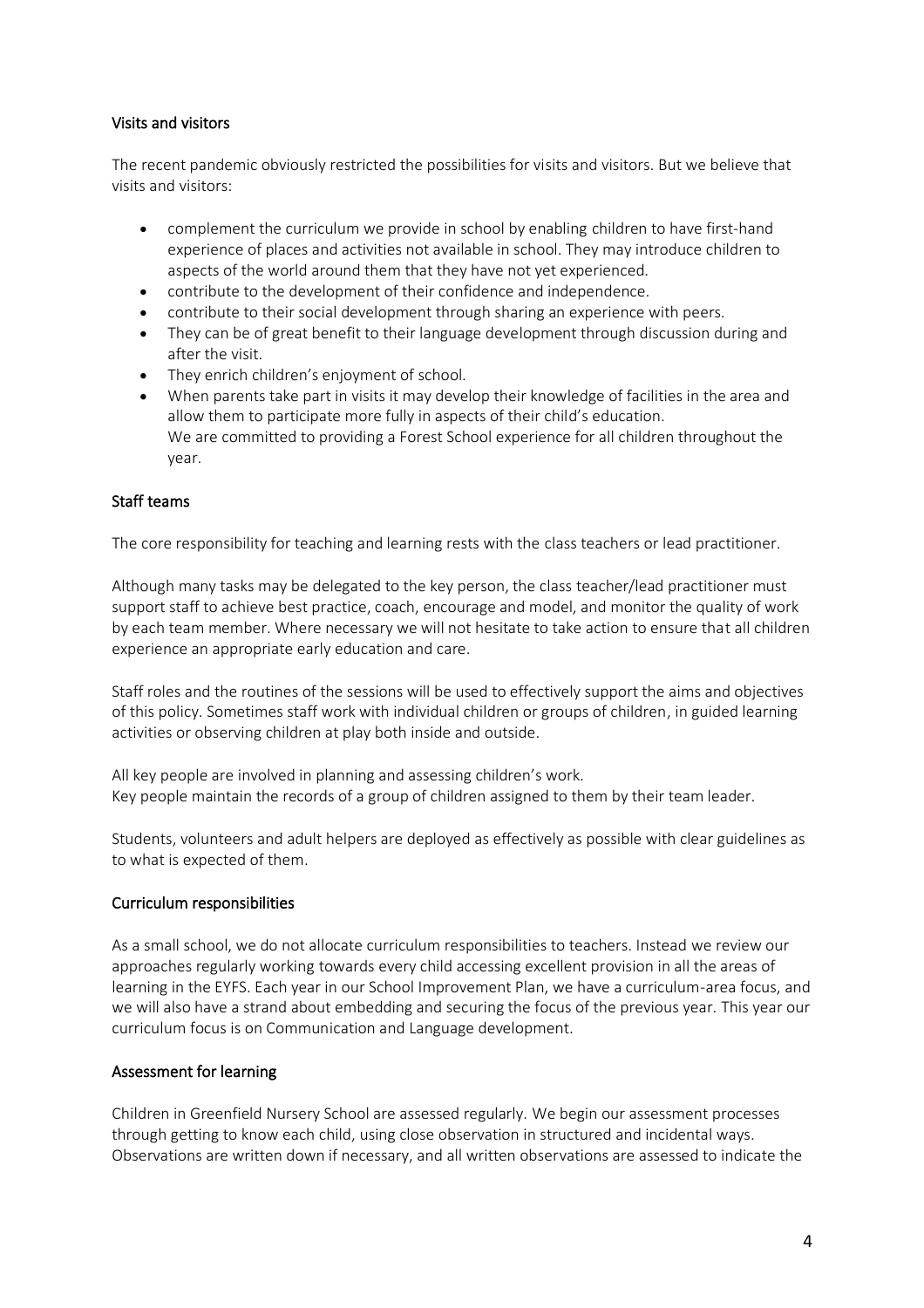## Visits and visitors

The recent pandemic obviously restricted the possibilities for visits and visitors. But we believe that visits and visitors:

- complement the curriculum we provide in school by enabling children to have first-hand experience of places and activities not available in school. They may introduce children to aspects of the world around them that they have not yet experienced.
- contribute to the development of their confidence and independence.
- contribute to their social development through sharing an experience with peers.
- They can be of great benefit to their language development through discussion during and after the visit.
- They enrich children's enjoyment of school.
- When parents take part in visits it may develop their knowledge of facilities in the area and allow them to participate more fully in aspects of their child's education.
  We are committed to providing a Forest School experience for all children throughout the year.

## Staff teams

The core responsibility for teaching and learning rests with the class teachers or lead practitioner.

Although many tasks may be delegated to the key person, the class teacher/lead practitioner must support staff to achieve best practice, coach, encourage and model, and monitor the quality of work by each team member. Where necessary we will not hesitate to take action to ensure that all children experience an appropriate early education and care.

Staff roles and the routines of the sessions will be used to effectively support the aims and objectives of this policy. Sometimes staff work with individual children or groups of children, in guided learning activities or observing children at play both inside and outside.

All key people are involved in planning and assessing children's work.
Key people maintain the records of a group of children assigned to them by their team leader.

Students, volunteers and adult helpers are deployed as effectively as possible with clear guidelines as to what is expected of them.

## Curriculum responsibilities

As a small school, we do not allocate curriculum responsibilities to teachers. Instead we review our approaches regularly working towards every child accessing excellent provision in all the areas of learning in the EYFS. Each year in our School Improvement Plan, we have a curriculum-area focus, and we will also have a strand about embedding and securing the focus of the previous year. This year our curriculum focus is on Communication and Language development.

## Assessment for learning

Children in Greenfield Nursery School are assessed regularly. We begin our assessment processes through getting to know each child, using close observation in structured and incidental ways. Observations are written down if necessary, and all written observations are assessed to indicate the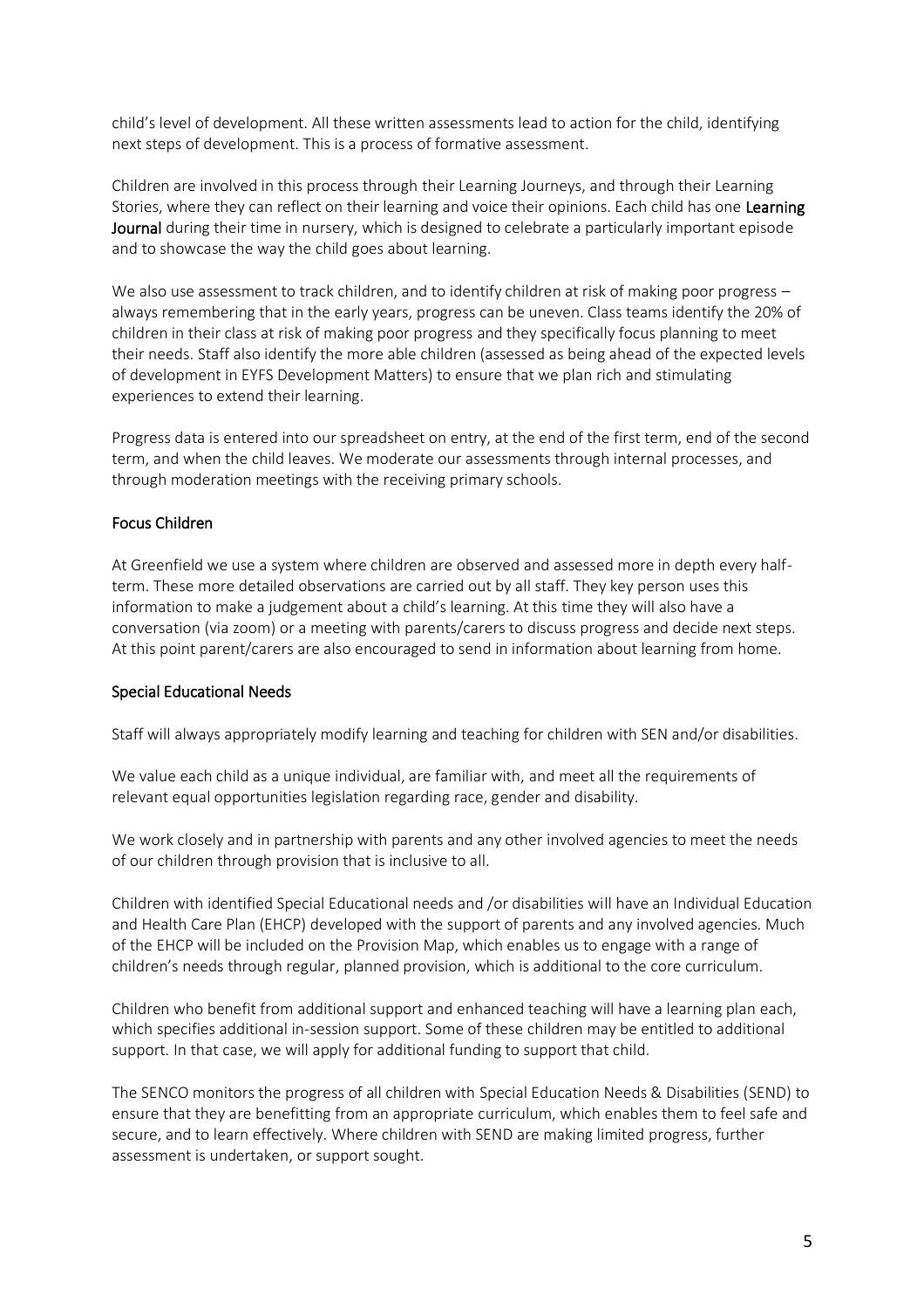child's level of development. All these written assessments lead to action for the child, identifying next steps of development. This is a process of formative assessment.

Children are involved in this process through their Learning Journeys, and through their Learning Stories, where they can reflect on their learning and voice their opinions. Each child has one Learning Journal during their time in nursery, which is designed to celebrate a particularly important episode and to showcase the way the child goes about learning.

We also use assessment to track children, and to identify children at risk of making poor progress – always remembering that in the early years, progress can be uneven. Class teams identify the 20% of children in their class at risk of making poor progress and they specifically focus planning to meet their needs. Staff also identify the more able children (assessed as being ahead of the expected levels of development in EYFS Development Matters) to ensure that we plan rich and stimulating experiences to extend their learning.

Progress data is entered into our spreadsheet on entry, at the end of the first term, end of the second term, and when the child leaves. We moderate our assessments through internal processes, and through moderation meetings with the receiving primary schools.

## Focus Children

At Greenfield we use a system where children are observed and assessed more in depth every half-term. These more detailed observations are carried out by all staff. They key person uses this information to make a judgement about a child's learning. At this time they will also have a conversation (via zoom) or a meeting with parents/carers to discuss progress and decide next steps. At this point parent/carers are also encouraged to send in information about learning from home.

## Special Educational Needs

Staff will always appropriately modify learning and teaching for children with SEN and/or disabilities.

We value each child as a unique individual, are familiar with, and meet all the requirements of relevant equal opportunities legislation regarding race, gender and disability.

We work closely and in partnership with parents and any other involved agencies to meet the needs of our children through provision that is inclusive to all.

Children with identified Special Educational needs and /or disabilities will have an Individual Education and Health Care Plan (EHCP) developed with the support of parents and any involved agencies. Much of the EHCP will be included on the Provision Map, which enables us to engage with a range of children's needs through regular, planned provision, which is additional to the core curriculum.

Children who benefit from additional support and enhanced teaching will have a learning plan each, which specifies additional in-session support. Some of these children may be entitled to additional support. In that case, we will apply for additional funding to support that child.

The SENCO monitors the progress of all children with Special Education Needs & Disabilities (SEND) to ensure that they are benefitting from an appropriate curriculum, which enables them to feel safe and secure, and to learn effectively. Where children with SEND are making limited progress, further assessment is undertaken, or support sought.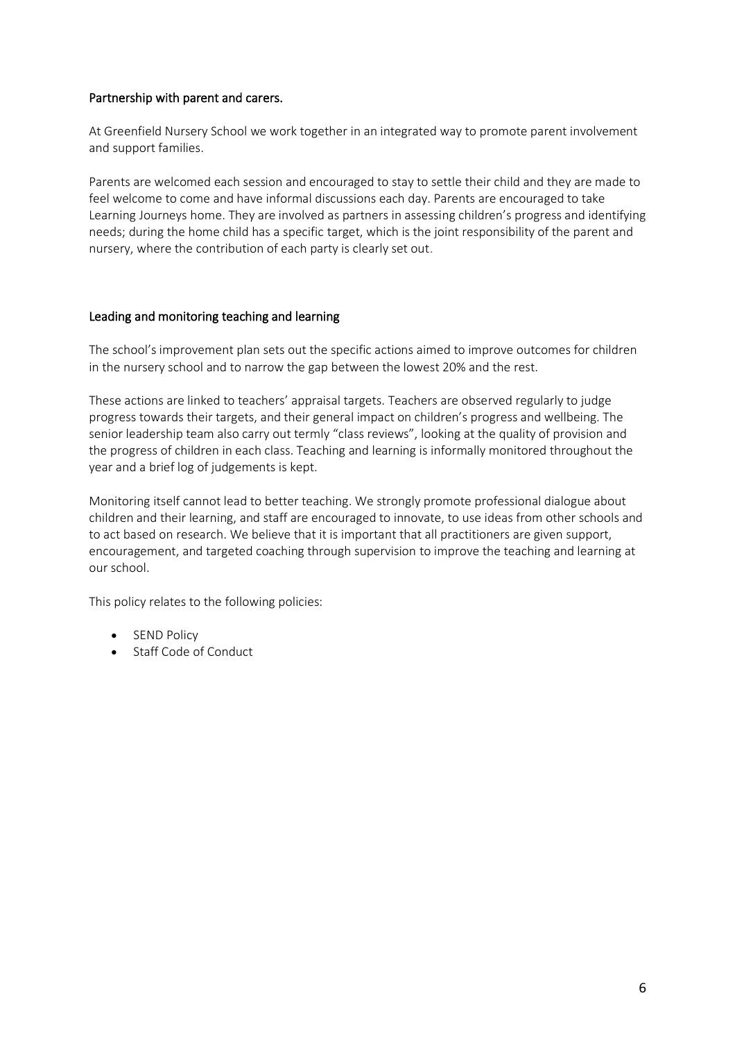## Partnership with parent and carers.

At Greenfield Nursery School we work together in an integrated way to promote parent involvement and support families.

Parents are welcomed each session and encouraged to stay to settle their child and they are made to feel welcome to come and have informal discussions each day. Parents are encouraged to take Learning Journeys home. They are involved as partners in assessing children's progress and identifying needs; during the home child has a specific target, which is the joint responsibility of the parent and nursery, where the contribution of each party is clearly set out.

## Leading and monitoring teaching and learning

The school's improvement plan sets out the specific actions aimed to improve outcomes for children in the nursery school and to narrow the gap between the lowest 20% and the rest.

These actions are linked to teachers' appraisal targets. Teachers are observed regularly to judge progress towards their targets, and their general impact on children's progress and wellbeing. The senior leadership team also carry out termly "class reviews", looking at the quality of provision and the progress of children in each class. Teaching and learning is informally monitored throughout the year and a brief log of judgements is kept.

Monitoring itself cannot lead to better teaching. We strongly promote professional dialogue about children and their learning, and staff are encouraged to innovate, to use ideas from other schools and to act based on research. We believe that it is important that all practitioners are given support, encouragement, and targeted coaching through supervision to improve the teaching and learning at our school.

This policy relates to the following policies:

- SEND Policy
- Staff Code of Conduct